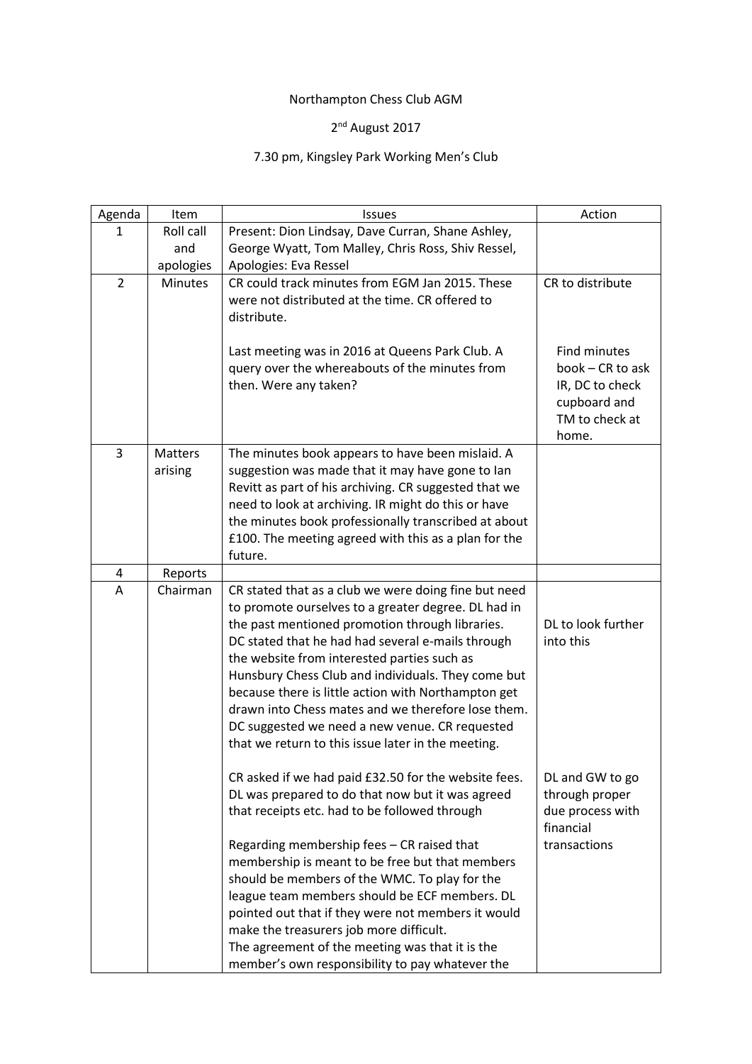Northampton Chess Club AGM

2nd August 2017

7.30 pm, Kingsley Park Working Men's Club

| Agenda | Item | Issues | Action |
|---|---|---|---|
| 1 | Roll call and apologies | Present: Dion Lindsay, Dave Curran, Shane Ashley, George Wyatt, Tom Malley, Chris Ross, Shiv Ressel, Apologies: Eva Ressel | |
| 2 | Minutes | CR could track minutes from EGM Jan 2015. These were not distributed at the time. CR offered to distribute.<br><br>Last meeting was in 2016 at Queens Park Club. A query over the whereabouts of the minutes from then. Were any taken? | CR to distribute<br><br>Find minutes book – CR to ask IR, DC to check cupboard and TM to check at home. |
| 3 | Matters arising | The minutes book appears to have been mislaid. A suggestion was made that it may have gone to Ian Revitt as part of his archiving. CR suggested that we need to look at archiving. IR might do this or have the minutes book professionally transcribed at about £100. The meeting agreed with this as a plan for the future. | |
| 4 | Reports | | |
| A | Chairman | CR stated that as a club we were doing fine but need to promote ourselves to a greater degree. DL had in the past mentioned promotion through libraries. DC stated that he had had several e-mails through the website from interested parties such as Hunsbury Chess Club and individuals. They come but because there is little action with Northampton get drawn into Chess mates and we therefore lose them. DC suggested we need a new venue. CR requested that we return to this issue later in the meeting.<br><br>CR asked if we had paid £32.50 for the website fees. DL was prepared to do that now but it was agreed that receipts etc. had to be followed through<br><br>Regarding membership fees – CR raised that membership is meant to be free but that members should be members of the WMC. To play for the league team members should be ECF members. DL pointed out that if they were not members it would make the treasurers job more difficult.<br>The agreement of the meeting was that it is the member's own responsibility to pay whatever the | DL to look further into this<br><br>DL and GW to go through proper due process with financial transactions |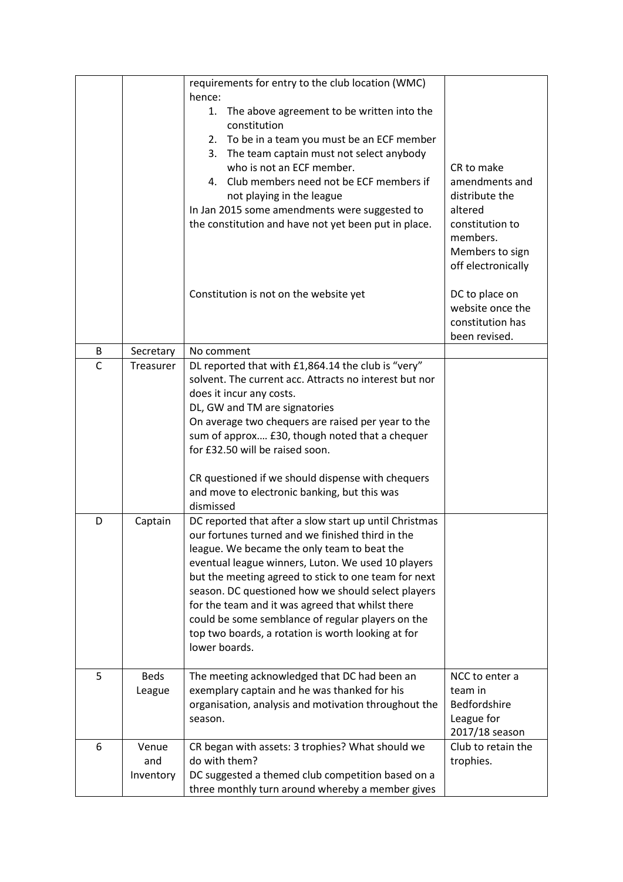|  |  |  |  |
|---|---|---|---|
|  |  | requirements for entry to the club location (WMC) hence:<br>1. The above agreement to be written into the constitution<br>2. To be in a team you must be an ECF member<br>3. The team captain must not select anybody who is not an ECF member.<br>4. Club members need not be ECF members if not playing in the league<br>In Jan 2015 some amendments were suggested to the constitution and have not yet been put in place.<br><br>Constitution is not on the website yet | CR to make amendments and distribute the altered constitution to members. Members to sign off electronically<br><br>DC to place on website once the constitution has been revised. |
| B | Secretary | No comment |  |
| C | Treasurer | DL reported that with £1,864.14 the club is "very" solvent. The current acc. Attracts no interest but nor does it incur any costs.<br>DL, GW and TM are signatories<br>On average two chequers are raised per year to the sum of approx…. £30, though noted that a chequer for £32.50 will be raised soon.<br><br>CR questioned if we should dispense with chequers and move to electronic banking, but this was dismissed |  |
| D | Captain | DC reported that after a slow start up until Christmas our fortunes turned and we finished third in the league. We became the only team to beat the eventual league winners, Luton. We used 10 players but the meeting agreed to stick to one team for next season. DC questioned how we should select players for the team and it was agreed that whilst there could be some semblance of regular players on the top two boards, a rotation is worth looking at for lower boards. |  |
| 5 | Beds League | The meeting acknowledged that DC had been an exemplary captain and he was thanked for his organisation, analysis and motivation throughout the season. | NCC to enter a team in Bedfordshire League for 2017/18 season |
| 6 | Venue and Inventory | CR began with assets: 3 trophies? What should we do with them?<br>DC suggested a themed club competition based on a three monthly turn around whereby a member gives | Club to retain the trophies. |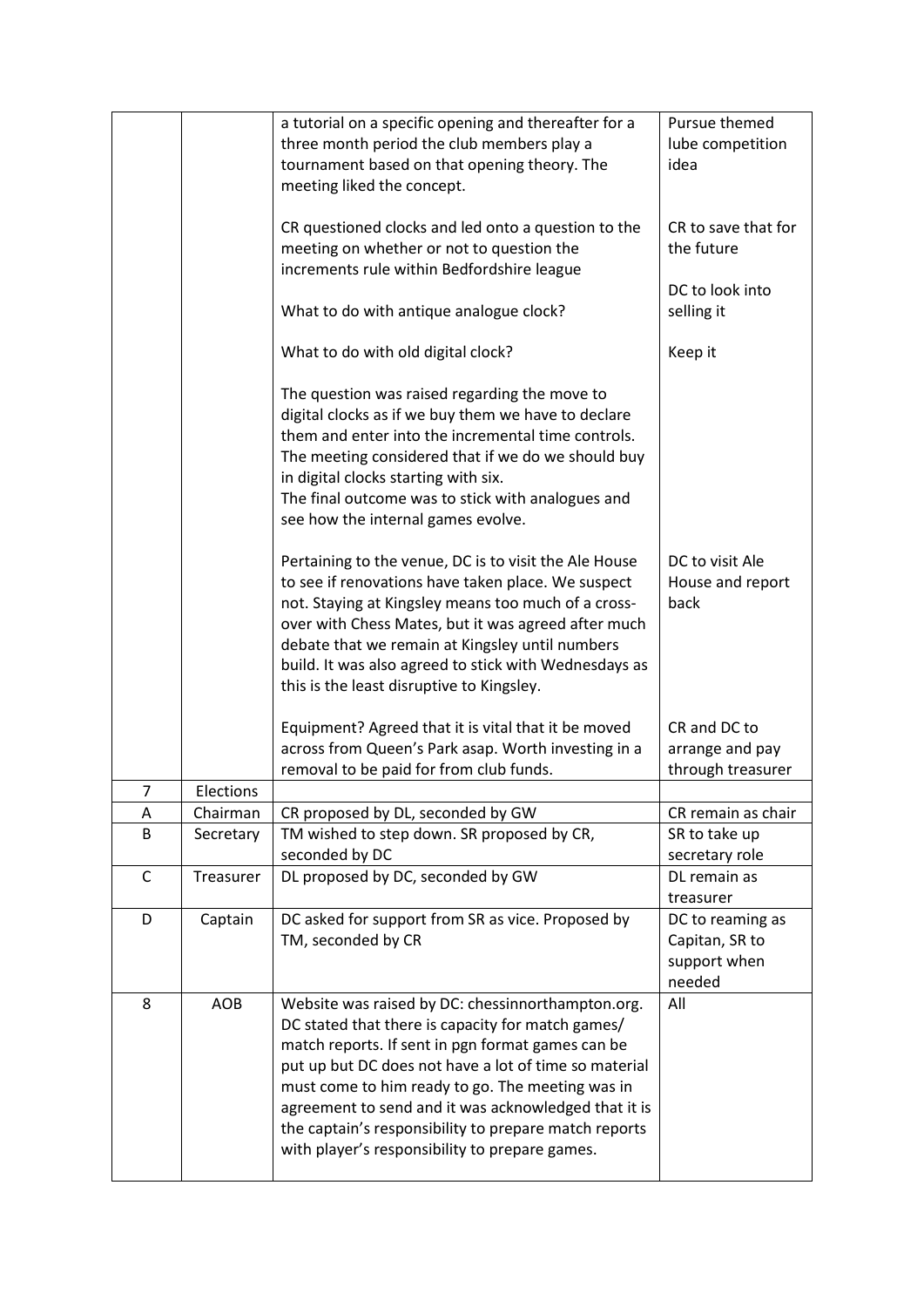| | | | |
|---|---|---|---|
| | | a tutorial on a specific opening and thereafter for a three month period the club members play a tournament based on that opening theory. The meeting liked the concept.<br><br>CR questioned clocks and led onto a question to the meeting on whether or not to question the increments rule within Bedfordshire league<br><br>What to do with antique analogue clock?<br><br>What to do with old digital clock?<br><br>The question was raised regarding the move to digital clocks as if we buy them we have to declare them and enter into the incremental time controls. The meeting considered that if we do we should buy in digital clocks starting with six.<br>The final outcome was to stick with analogues and see how the internal games evolve.<br><br>Pertaining to the venue, DC is to visit the Ale House to see if renovations have taken place. We suspect not. Staying at Kingsley means too much of a cross-over with Chess Mates, but it was agreed after much debate that we remain at Kingsley until numbers build. It was also agreed to stick with Wednesdays as this is the least disruptive to Kingsley.<br><br>Equipment? Agreed that it is vital that it be moved across from Queen's Park asap. Worth investing in a removal to be paid for from club funds. | Pursue themed lube competition idea<br><br>CR to save that for the future<br><br>DC to look into selling it<br><br>Keep it<br><br><br><br><br><br><br><br>DC to visit Ale House and report back<br><br><br><br><br><br><br>CR and DC to arrange and pay through treasurer |
| 7 | Elections | | |
| A | Chairman | CR proposed by DL, seconded by GW | CR remain as chair |
| B | Secretary | TM wished to step down. SR proposed by CR, seconded by DC | SR to take up secretary role |
| C | Treasurer | DL proposed by DC, seconded by GW | DL remain as treasurer |
| D | Captain | DC asked for support from SR as vice. Proposed by TM, seconded by CR | DC to reaming as Capitan, SR to support when needed |
| 8 | AOB | Website was raised by DC: chessinnorthampton.org. DC stated that there is capacity for match games/ match reports. If sent in pgn format games can be put up but DC does not have a lot of time so material must come to him ready to go. The meeting was in agreement to send and it was acknowledged that it is the captain's responsibility to prepare match reports with player's responsibility to prepare games. | All |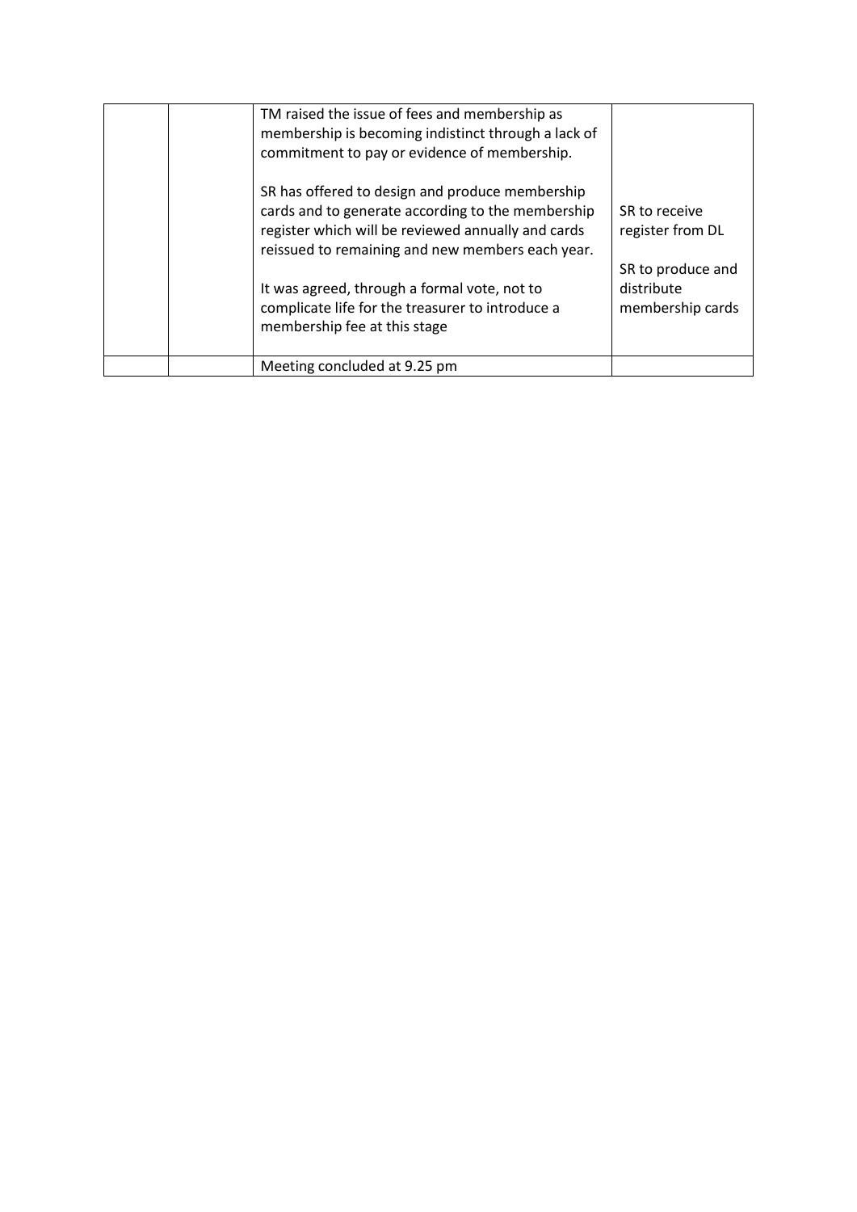| | | | |
|---|---|---|---|
| | | TM raised the issue of fees and membership as membership is becoming indistinct through a lack of commitment to pay or evidence of membership.<br><br>SR has offered to design and produce membership cards and to generate according to the membership register which will be reviewed annually and cards reissued to remaining and new members each year.<br><br>It was agreed, through a formal vote, not to complicate life for the treasurer to introduce a membership fee at this stage | SR to receive register from DL<br><br>SR to produce and distribute membership cards |
| | | Meeting concluded at 9.25 pm | |